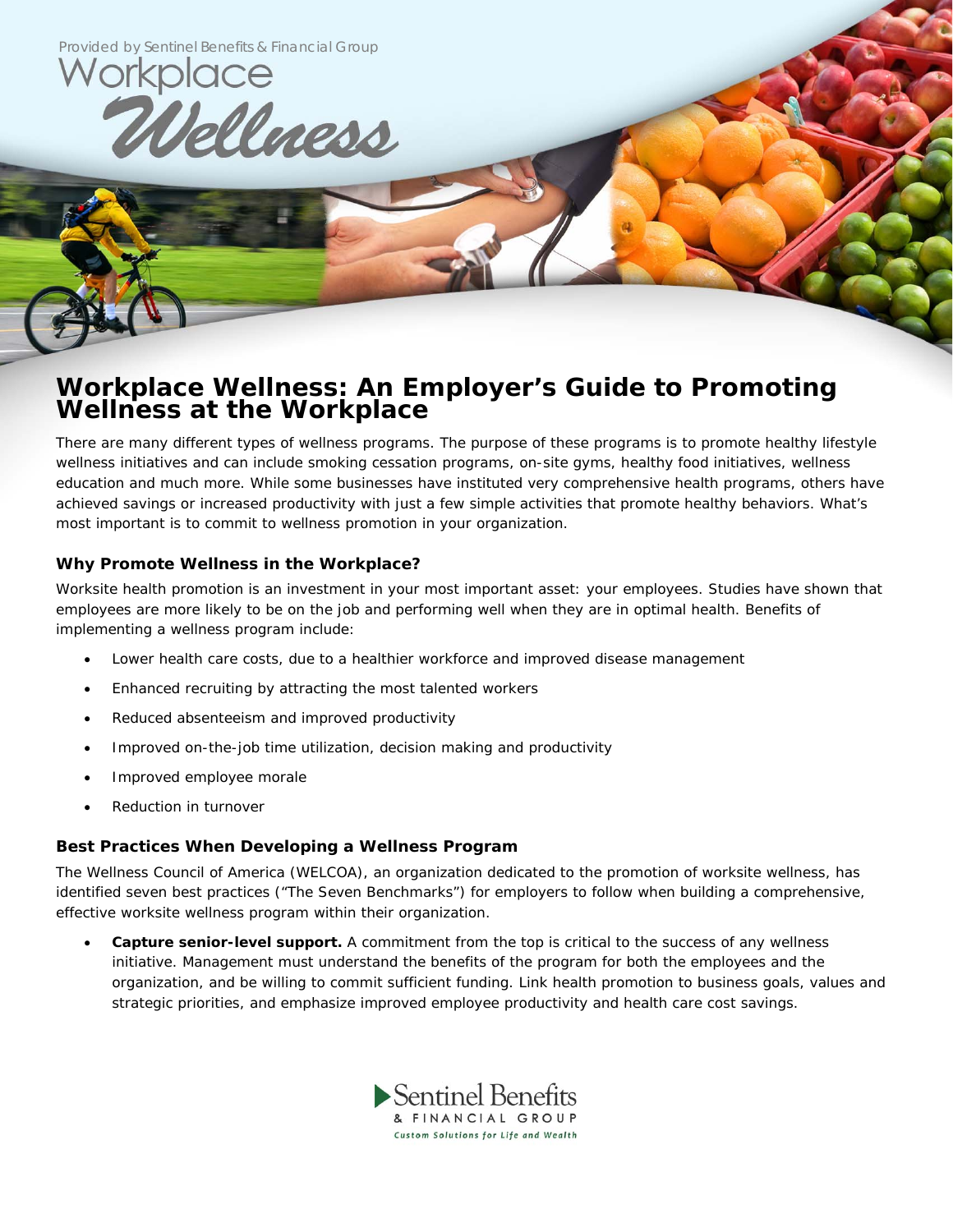Provided by Sentinel Benefits & Financial Group

Workplace *Wellness*

# Workplace Wellness: An Employer's Guide to Promoting Wellness at the Workplace

There are many different types of wellness programs. The purpose of these programs is to promote healthy lifestyle wellness initiatives and can include smoking cessation programs, on-site gyms, healthy food initiatives, wellness education and much more. While some businesses have instituted very comprehensive health programs, others have achieved savings or increased productivity with just a few simple activities that promote healthy behaviors. What's most important is to commit to wellness promotion in your organization.

### Why Promote Wellness in the Workplace?

Worksite health promotion is an investment in your most important asset: your employees. Studies have shown that employees are more likely to be on the job and performing well when they are in optimal health. Benefits of implementing a wellness program include:

- Lower health care costs, due to a healthier workforce and improved disease management
- Enhanced recruiting by attracting the most talented workers
- Reduced absenteeism and improved productivity
- Improved on-the-job time utilization, decision making and productivity
- Improved employee morale
- Reduction in turnover

### Best Practices When Developing a Wellness Program

The Wellness Council of America (WELCOA), an organization dedicated to the promotion of worksite wellness, has identified seven best practices ("The Seven Benchmarks") for employers to follow when building a comprehensive, effective worksite wellness program within their organization.

- **Capture senior-level support.** A commitment from the top is critical to the success of any wellness initiative. Management must understand the benefits of the program for both the employees and the organization, and be willing to commit sufficient funding. Link health promotion to business goals, values and strategic priorities, and emphasize improved employee productivity and health care cost savings.

Sentinel Benefits & FINANCIAL GROUP
Custom Solutions for Life and Wealth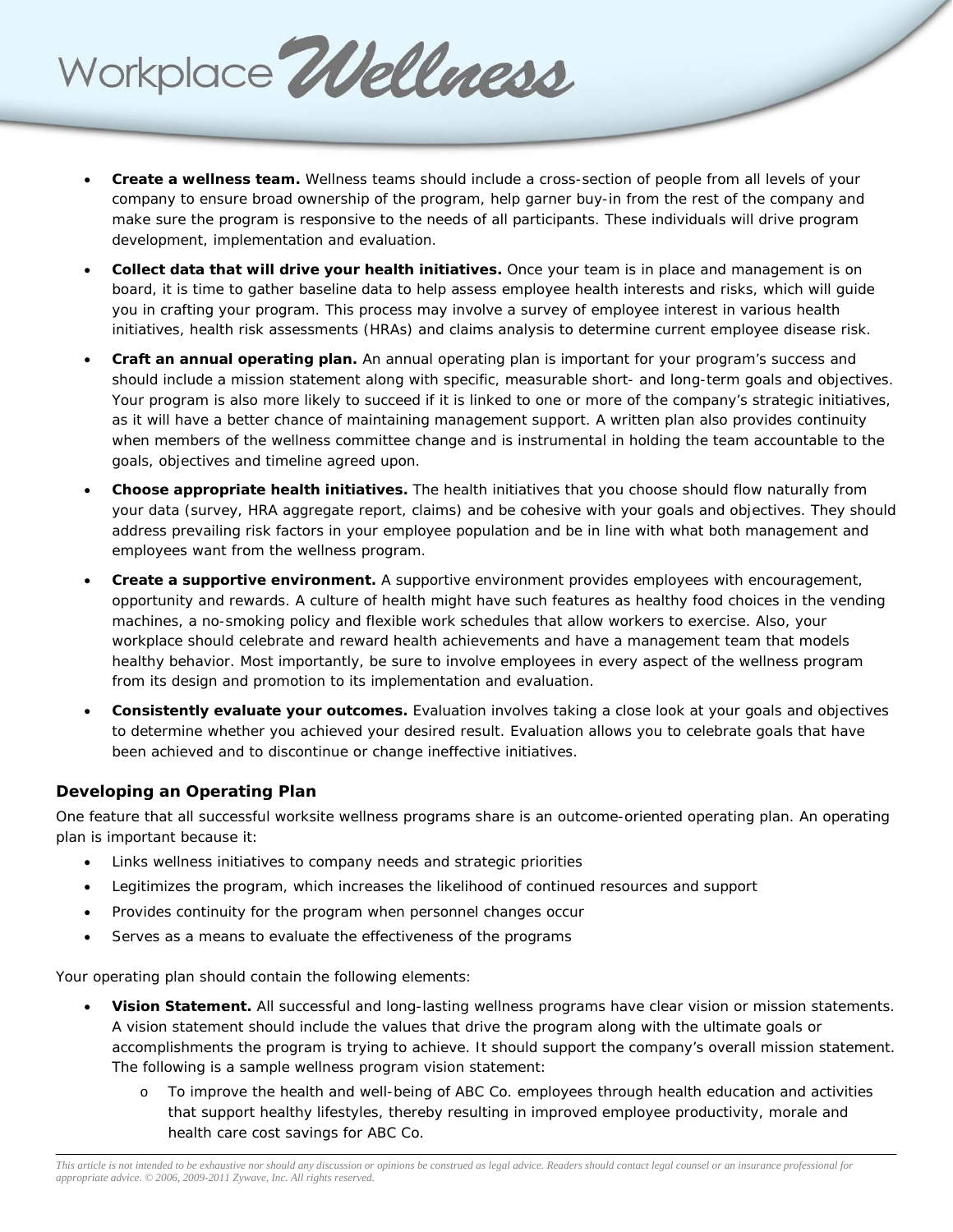- **Create a wellness team.** Wellness teams should include a cross-section of people from all levels of your company to ensure broad ownership of the program, help garner buy-in from the rest of the company and make sure the program is responsive to the needs of all participants. These individuals will drive program development, implementation and evaluation.
- **Collect data that will drive your health initiatives.** Once your team is in place and management is on board, it is time to gather baseline data to help assess employee health interests and risks, which will guide you in crafting your program. This process may involve a survey of employee interest in various health initiatives, health risk assessments (HRAs) and claims analysis to determine current employee disease risk.
- **Craft an annual operating plan.** An annual operating plan is important for your program's success and should include a mission statement along with specific, measurable short- and long-term goals and objectives. Your program is also more likely to succeed if it is linked to one or more of the company's strategic initiatives, as it will have a better chance of maintaining management support. A written plan also provides continuity when members of the wellness committee change and is instrumental in holding the team accountable to the goals, objectives and timeline agreed upon.
- **Choose appropriate health initiatives.** The health initiatives that you choose should flow naturally from your data (survey, HRA aggregate report, claims) and be cohesive with your goals and objectives. They should address prevailing risk factors in your employee population and be in line with what both management and employees want from the wellness program.
- **Create a supportive environment.** A supportive environment provides employees with encouragement, opportunity and rewards. A culture of health might have such features as healthy food choices in the vending machines, a no-smoking policy and flexible work schedules that allow workers to exercise. Also, your workplace should celebrate and reward health achievements and have a management team that models healthy behavior. Most importantly, be sure to involve employees in every aspect of the wellness program from its design and promotion to its implementation and evaluation.
- **Consistently evaluate your outcomes.** Evaluation involves taking a close look at your goals and objectives to determine whether you achieved your desired result. Evaluation allows you to celebrate goals that have been achieved and to discontinue or change ineffective initiatives.

### Developing an Operating Plan

One feature that all successful worksite wellness programs share is an outcome-oriented operating plan. An operating plan is important because it:

- Links wellness initiatives to company needs and strategic priorities
- Legitimizes the program, which increases the likelihood of continued resources and support
- Provides continuity for the program when personnel changes occur
- Serves as a means to evaluate the effectiveness of the programs

Your operating plan should contain the following elements:

- **Vision Statement.** All successful and long-lasting wellness programs have clear vision or mission statements. A vision statement should include the values that drive the program along with the ultimate goals or accomplishments the program is trying to achieve. It should support the company's overall mission statement. The following is a sample wellness program vision statement:
    - To improve the health and well-being of ABC Co. employees through health education and activities that support healthy lifestyles, thereby resulting in improved employee productivity, morale and health care cost savings for ABC Co.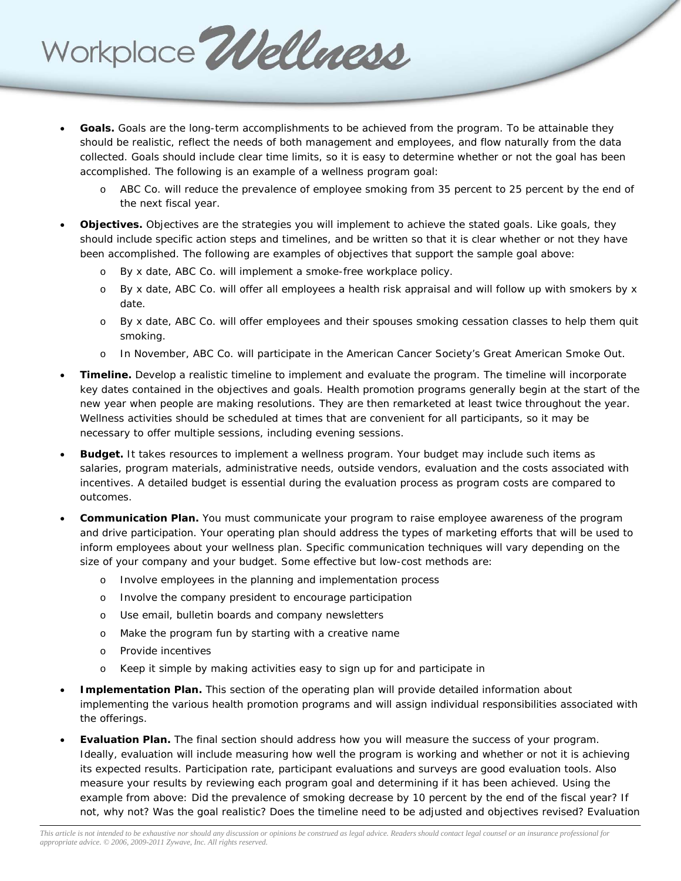- **Goals.** Goals are the long-term accomplishments to be achieved from the program. To be attainable they should be realistic, reflect the needs of both management and employees, and flow naturally from the data collected. Goals should include clear time limits, so it is easy to determine whether or not the goal has been accomplished. The following is an example of a wellness program goal:
    - ABC Co. will reduce the prevalence of employee smoking from 35 percent to 25 percent by the end of the next fiscal year.
- **Objectives.** Objectives are the strategies you will implement to achieve the stated goals. Like goals, they should include specific action steps and timelines, and be written so that it is clear whether or not they have been accomplished. The following are examples of objectives that support the sample goal above:
    - By x date, ABC Co. will implement a smoke-free workplace policy.
    - By x date, ABC Co. will offer all employees a health risk appraisal and will follow up with smokers by x date.
    - By x date, ABC Co. will offer employees and their spouses smoking cessation classes to help them quit smoking.
    - In November, ABC Co. will participate in the American Cancer Society's Great American Smoke Out.
- **Timeline.** Develop a realistic timeline to implement and evaluate the program. The timeline will incorporate key dates contained in the objectives and goals. Health promotion programs generally begin at the start of the new year when people are making resolutions. They are then remarketed at least twice throughout the year. Wellness activities should be scheduled at times that are convenient for all participants, so it may be necessary to offer multiple sessions, including evening sessions.
- **Budget.** It takes resources to implement a wellness program. Your budget may include such items as salaries, program materials, administrative needs, outside vendors, evaluation and the costs associated with incentives. A detailed budget is essential during the evaluation process as program costs are compared to outcomes.
- **Communication Plan.** You must communicate your program to raise employee awareness of the program and drive participation. Your operating plan should address the types of marketing efforts that will be used to inform employees about your wellness plan. Specific communication techniques will vary depending on the size of your company and your budget. Some effective but low-cost methods are:
    - Involve employees in the planning and implementation process
    - Involve the company president to encourage participation
    - Use email, bulletin boards and company newsletters
    - Make the program fun by starting with a creative name
    - Provide incentives
    - Keep it simple by making activities easy to sign up for and participate in
- **Implementation Plan.** This section of the operating plan will provide detailed information about implementing the various health promotion programs and will assign individual responsibilities associated with the offerings.
- **Evaluation Plan.** The final section should address how you will measure the success of your program. Ideally, evaluation will include measuring how well the program is working and whether or not it is achieving its expected results. Participation rate, participant evaluations and surveys are good evaluation tools. Also measure your results by reviewing each program goal and determining if it has been achieved. Using the example from above: Did the prevalence of smoking decrease by 10 percent by the end of the fiscal year? If not, why not? Was the goal realistic? Does the timeline need to be adjusted and objectives revised? Evaluation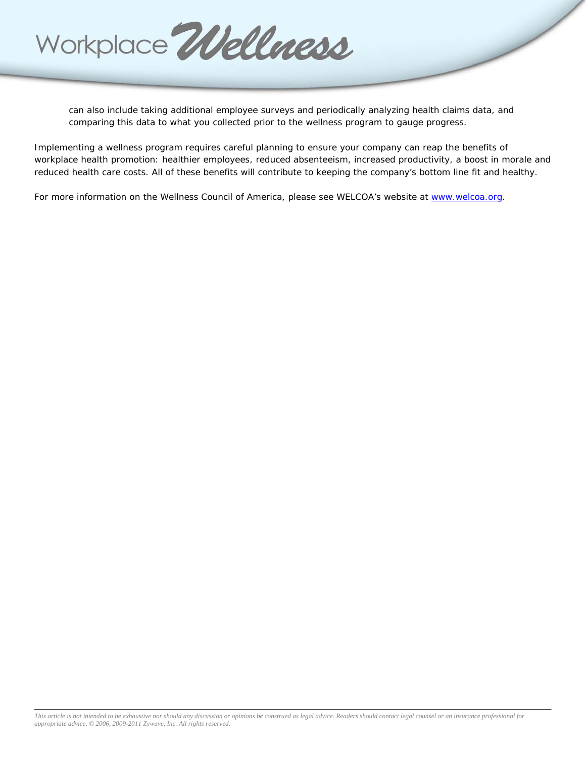can also include taking additional employee surveys and periodically analyzing health claims data, and comparing this data to what you collected prior to the wellness program to gauge progress.

Implementing a wellness program requires careful planning to ensure your company can reap the benefits of workplace health promotion: healthier employees, reduced absenteeism, increased productivity, a boost in morale and reduced health care costs. All of these benefits will contribute to keeping the company's bottom line fit and healthy.

For more information on the Wellness Council of America, please see WELCOA's website at [www.welcoa.org](http://www.welcoa.org).

*This article is not intended to be exhaustive nor should any discussion or opinions be construed as legal advice. Readers should contact legal counsel or an insurance professional for appropriate advice. © 2006, 2009-2011 Zywave, Inc. All rights reserved.*